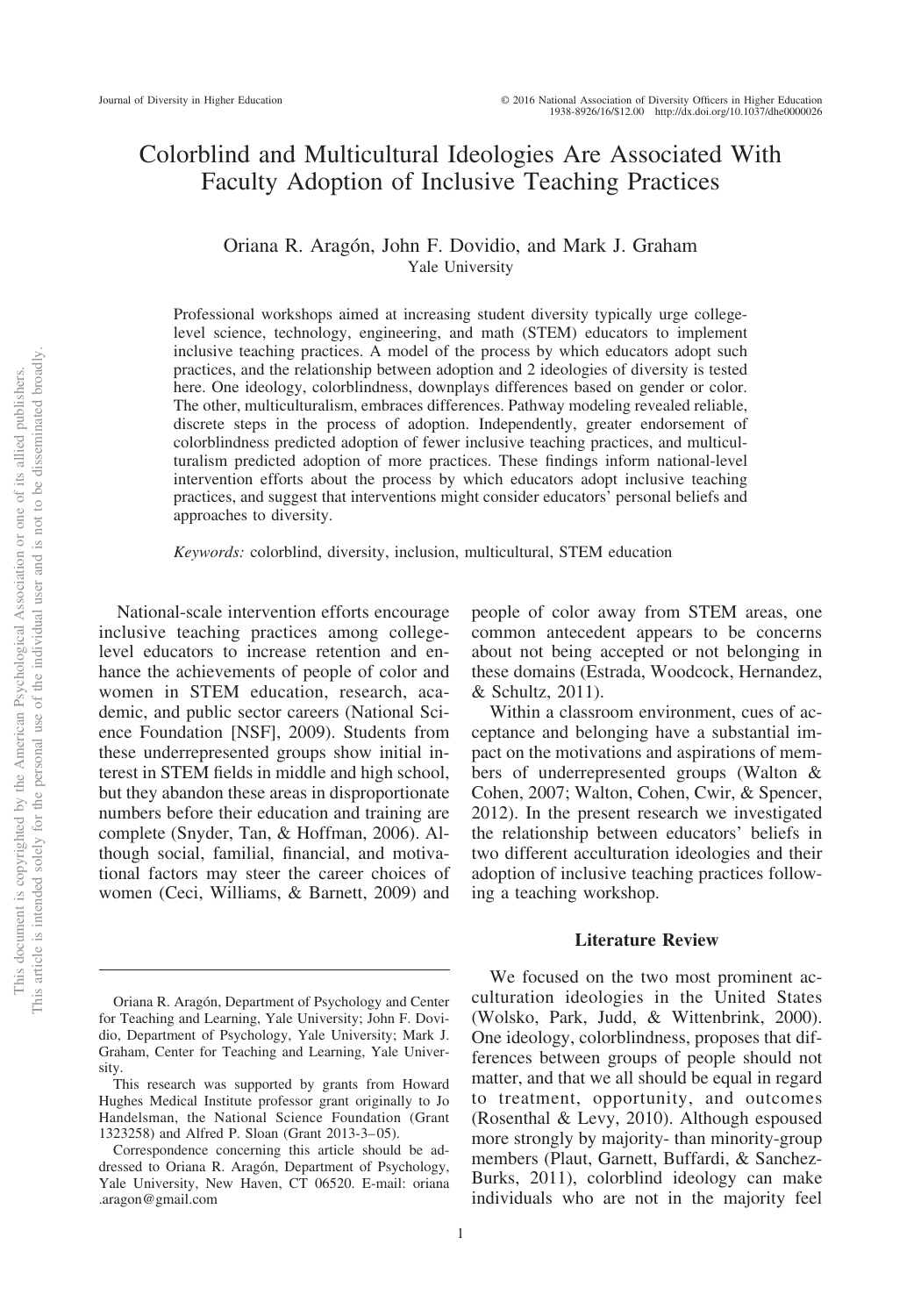# Colorblind and Multicultural Ideologies Are Associated With Faculty Adoption of Inclusive Teaching Practices

Oriana R. Aragón, John F. Dovidio, and Mark J. Graham
Yale University

Professional workshops aimed at increasing student diversity typically urge college-level science, technology, engineering, and math (STEM) educators to implement inclusive teaching practices. A model of the process by which educators adopt such practices, and the relationship between adoption and 2 ideologies of diversity is tested here. One ideology, colorblindness, downplays differences based on gender or color. The other, multiculturalism, embraces differences. Pathway modeling revealed reliable, discrete steps in the process of adoption. Independently, greater endorsement of colorblindness predicted adoption of fewer inclusive teaching practices, and multiculturalism predicted adoption of more practices. These findings inform national-level intervention efforts about the process by which educators adopt inclusive teaching practices, and suggest that interventions might consider educators' personal beliefs and approaches to diversity.

*Keywords:* colorblind, diversity, inclusion, multicultural, STEM education

National-scale intervention efforts encourage inclusive teaching practices among college-level educators to increase retention and enhance the achievements of people of color and women in STEM education, research, academic, and public sector careers (National Science Foundation [NSF], 2009). Students from these underrepresented groups show initial interest in STEM fields in middle and high school, but they abandon these areas in disproportionate numbers before their education and training are complete (Snyder, Tan, & Hoffman, 2006). Although social, familial, financial, and motivational factors may steer the career choices of women (Ceci, Williams, & Barnett, 2009) and people of color away from STEM areas, one common antecedent appears to be concerns about not being accepted or not belonging in these domains (Estrada, Woodcock, Hernandez, & Schultz, 2011).

Within a classroom environment, cues of acceptance and belonging have a substantial impact on the motivations and aspirations of members of underrepresented groups (Walton & Cohen, 2007; Walton, Cohen, Cwir, & Spencer, 2012). In the present research we investigated the relationship between educators' beliefs in two different acculturation ideologies and their adoption of inclusive teaching practices following a teaching workshop.

## Literature Review

We focused on the two most prominent acculturation ideologies in the United States (Wolsko, Park, Judd, & Wittenbrink, 2000). One ideology, colorblindness, proposes that differences between groups of people should not matter, and that we all should be equal in regard to treatment, opportunity, and outcomes (Rosenthal & Levy, 2010). Although espoused more strongly by majority- than minority-group members (Plaut, Garnett, Buffardi, & Sanchez-Burks, 2011), colorblind ideology can make individuals who are not in the majority feel

---

Oriana R. Aragón, Department of Psychology and Center for Teaching and Learning, Yale University; John F. Dovidio, Department of Psychology, Yale University; Mark J. Graham, Center for Teaching and Learning, Yale University.

This research was supported by grants from Howard Hughes Medical Institute professor grant originally to Jo Handelsman, the National Science Foundation (Grant 1323258) and Alfred P. Sloan (Grant 2013-3–05).

Correspondence concerning this article should be addressed to Oriana R. Aragón, Department of Psychology, Yale University, New Haven, CT 06520. E-mail: oriana.aragon@gmail.com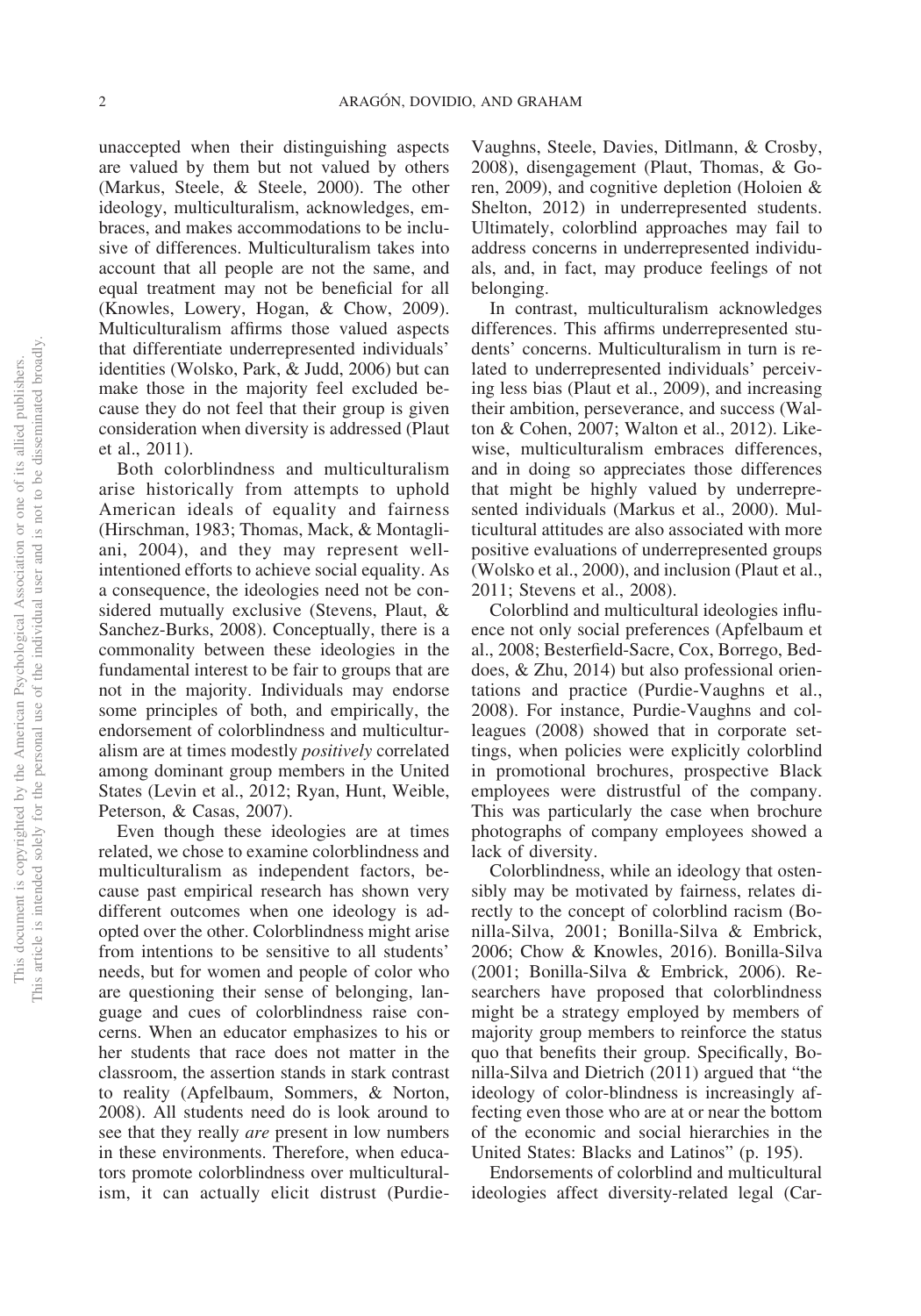unaccepted when their distinguishing aspects are valued by them but not valued by others (Markus, Steele, & Steele, 2000). The other ideology, multiculturalism, acknowledges, embraces, and makes accommodations to be inclusive of differences. Multiculturalism takes into account that all people are not the same, and equal treatment may not be beneficial for all (Knowles, Lowery, Hogan, & Chow, 2009). Multiculturalism affirms those valued aspects that differentiate underrepresented individuals' identities (Wolsko, Park, & Judd, 2006) but can make those in the majority feel excluded because they do not feel that their group is given consideration when diversity is addressed (Plaut et al., 2011).

Both colorblindness and multiculturalism arise historically from attempts to uphold American ideals of equality and fairness (Hirschman, 1983; Thomas, Mack, & Montagliani, 2004), and they may represent well-intentioned efforts to achieve social equality. As a consequence, the ideologies need not be considered mutually exclusive (Stevens, Plaut, & Sanchez-Burks, 2008). Conceptually, there is a commonality between these ideologies in the fundamental interest to be fair to groups that are not in the majority. Individuals may endorse some principles of both, and empirically, the endorsement of colorblindness and multiculturalism are at times modestly *positively* correlated among dominant group members in the United States (Levin et al., 2012; Ryan, Hunt, Weible, Peterson, & Casas, 2007).

Even though these ideologies are at times related, we chose to examine colorblindness and multiculturalism as independent factors, because past empirical research has shown very different outcomes when one ideology is adopted over the other. Colorblindness might arise from intentions to be sensitive to all students' needs, but for women and people of color who are questioning their sense of belonging, language and cues of colorblindness raise concerns. When an educator emphasizes to his or her students that race does not matter in the classroom, the assertion stands in stark contrast to reality (Apfelbaum, Sommers, & Norton, 2008). All students need do is look around to see that they really *are* present in low numbers in these environments. Therefore, when educators promote colorblindness over multiculturalism, it can actually elicit distrust (Purdie-Vaughns, Steele, Davies, Ditlmann, & Crosby, 2008), disengagement (Plaut, Thomas, & Goren, 2009), and cognitive depletion (Holoien & Shelton, 2012) in underrepresented students. Ultimately, colorblind approaches may fail to address concerns in underrepresented individuals, and, in fact, may produce feelings of not belonging.

In contrast, multiculturalism acknowledges differences. This affirms underrepresented students' concerns. Multiculturalism in turn is related to underrepresented individuals' perceiving less bias (Plaut et al., 2009), and increasing their ambition, perseverance, and success (Walton & Cohen, 2007; Walton et al., 2012). Likewise, multiculturalism embraces differences, and in doing so appreciates those differences that might be highly valued by underrepresented individuals (Markus et al., 2000). Multicultural attitudes are also associated with more positive evaluations of underrepresented groups (Wolsko et al., 2000), and inclusion (Plaut et al., 2011; Stevens et al., 2008).

Colorblind and multicultural ideologies influence not only social preferences (Apfelbaum et al., 2008; Besterfield-Sacre, Cox, Borrego, Beddoes, & Zhu, 2014) but also professional orientations and practice (Purdie-Vaughns et al., 2008). For instance, Purdie-Vaughns and colleagues (2008) showed that in corporate settings, when policies were explicitly colorblind in promotional brochures, prospective Black employees were distrustful of the company. This was particularly the case when brochure photographs of company employees showed a lack of diversity.

Colorblindness, while an ideology that ostensibly may be motivated by fairness, relates directly to the concept of colorblind racism (Bonilla-Silva, 2001; Bonilla-Silva & Embrick, 2006; Chow & Knowles, 2016). Bonilla-Silva (2001; Bonilla-Silva & Embrick, 2006). Researchers have proposed that colorblindness might be a strategy employed by members of majority group members to reinforce the status quo that benefits their group. Specifically, Bonilla-Silva and Dietrich (2011) argued that "the ideology of color-blindness is increasingly affecting even those who are at or near the bottom of the economic and social hierarchies in the United States: Blacks and Latinos" (p. 195).

Endorsements of colorblind and multicultural ideologies affect diversity-related legal (Car-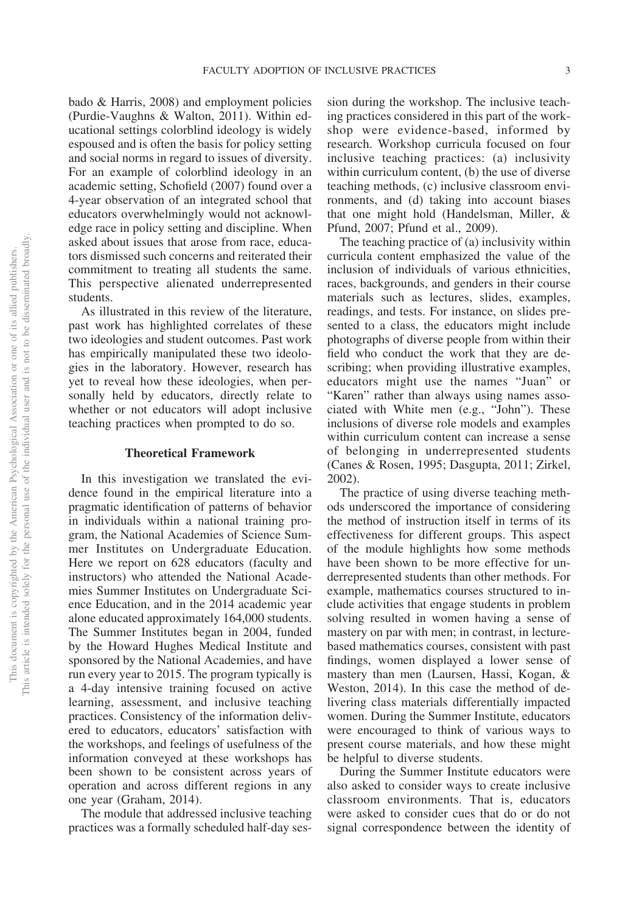bado & Harris, 2008) and employment policies (Purdie-Vaughns & Walton, 2011). Within educational settings colorblind ideology is widely espoused and is often the basis for policy setting and social norms in regard to issues of diversity. For an example of colorblind ideology in an academic setting, Schofield (2007) found over a 4-year observation of an integrated school that educators overwhelmingly would not acknowledge race in policy setting and discipline. When asked about issues that arose from race, educators dismissed such concerns and reiterated their commitment to treating all students the same. This perspective alienated underrepresented students.

As illustrated in this review of the literature, past work has highlighted correlates of these two ideologies and student outcomes. Past work has empirically manipulated these two ideologies in the laboratory. However, research has yet to reveal how these ideologies, when personally held by educators, directly relate to whether or not educators will adopt inclusive teaching practices when prompted to do so.

## Theoretical Framework

In this investigation we translated the evidence found in the empirical literature into a pragmatic identification of patterns of behavior in individuals within a national training program, the National Academies of Science Summer Institutes on Undergraduate Education. Here we report on 628 educators (faculty and instructors) who attended the National Academies Summer Institutes on Undergraduate Science Education, and in the 2014 academic year alone educated approximately 164,000 students. The Summer Institutes began in 2004, funded by the Howard Hughes Medical Institute and sponsored by the National Academies, and have run every year to 2015. The program typically is a 4-day intensive training focused on active learning, assessment, and inclusive teaching practices. Consistency of the information delivered to educators, educators' satisfaction with the workshops, and feelings of usefulness of the information conveyed at these workshops has been shown to be consistent across years of operation and across different regions in any one year (Graham, 2014).

The module that addressed inclusive teaching practices was a formally scheduled half-day session during the workshop. The inclusive teaching practices considered in this part of the workshop were evidence-based, informed by research. Workshop curricula focused on four inclusive teaching practices: (a) inclusivity within curriculum content, (b) the use of diverse teaching methods, (c) inclusive classroom environments, and (d) taking into account biases that one might hold (Handelsman, Miller, & Pfund, 2007; Pfund et al., 2009).

The teaching practice of (a) inclusivity within curricula content emphasized the value of the inclusion of individuals of various ethnicities, races, backgrounds, and genders in their course materials such as lectures, slides, examples, readings, and tests. For instance, on slides presented to a class, the educators might include photographs of diverse people from within their field who conduct the work that they are describing; when providing illustrative examples, educators might use the names "Juan" or "Karen" rather than always using names associated with White men (e.g., "John"). These inclusions of diverse role models and examples within curriculum content can increase a sense of belonging in underrepresented students (Canes & Rosen, 1995; Dasgupta, 2011; Zirkel, 2002).

The practice of using diverse teaching methods underscored the importance of considering the method of instruction itself in terms of its effectiveness for different groups. This aspect of the module highlights how some methods have been shown to be more effective for underrepresented students than other methods. For example, mathematics courses structured to include activities that engage students in problem solving resulted in women having a sense of mastery on par with men; in contrast, in lecture-based mathematics courses, consistent with past findings, women displayed a lower sense of mastery than men (Laursen, Hassi, Kogan, & Weston, 2014). In this case the method of delivering class materials differentially impacted women. During the Summer Institute, educators were encouraged to think of various ways to present course materials, and how these might be helpful to diverse students.

During the Summer Institute educators were also asked to consider ways to create inclusive classroom environments. That is, educators were asked to consider cues that do or do not signal correspondence between the identity of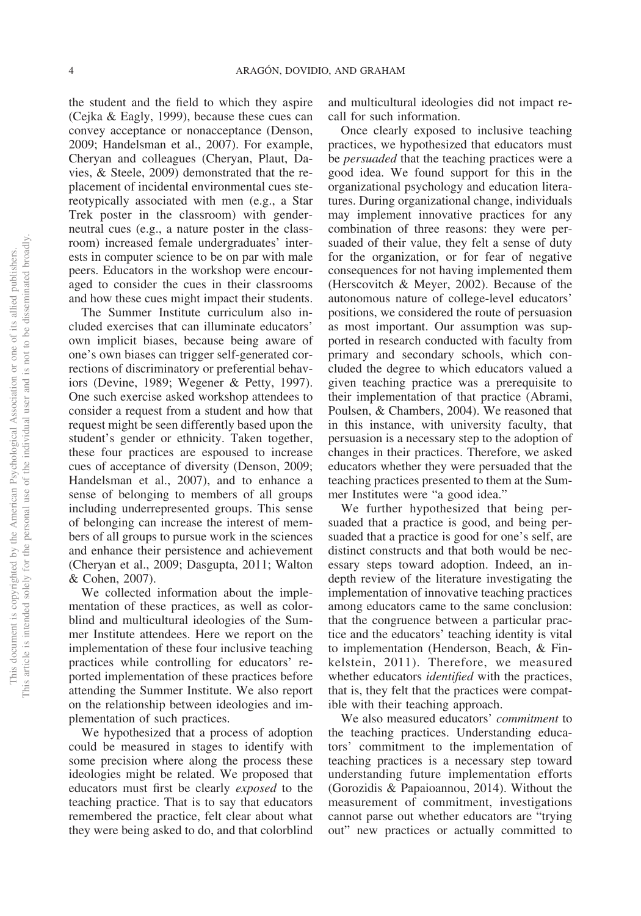the student and the field to which they aspire (Cejka & Eagly, 1999), because these cues can convey acceptance or nonacceptance (Denson, 2009; Handelsman et al., 2007). For example, Cheryan and colleagues (Cheryan, Plaut, Davies, & Steele, 2009) demonstrated that the replacement of incidental environmental cues stereotypically associated with men (e.g., a Star Trek poster in the classroom) with gender-neutral cues (e.g., a nature poster in the classroom) increased female undergraduates' interests in computer science to be on par with male peers. Educators in the workshop were encouraged to consider the cues in their classrooms and how these cues might impact their students.

The Summer Institute curriculum also included exercises that can illuminate educators' own implicit biases, because being aware of one's own biases can trigger self-generated corrections of discriminatory or preferential behaviors (Devine, 1989; Wegener & Petty, 1997). One such exercise asked workshop attendees to consider a request from a student and how that request might be seen differently based upon the student's gender or ethnicity. Taken together, these four practices are espoused to increase cues of acceptance of diversity (Denson, 2009; Handelsman et al., 2007), and to enhance a sense of belonging to members of all groups including underrepresented groups. This sense of belonging can increase the interest of members of all groups to pursue work in the sciences and enhance their persistence and achievement (Cheryan et al., 2009; Dasgupta, 2011; Walton & Cohen, 2007).

We collected information about the implementation of these practices, as well as colorblind and multicultural ideologies of the Summer Institute attendees. Here we report on the implementation of these four inclusive teaching practices while controlling for educators' reported implementation of these practices before attending the Summer Institute. We also report on the relationship between ideologies and implementation of such practices.

We hypothesized that a process of adoption could be measured in stages to identify with some precision where along the process these ideologies might be related. We proposed that educators must first be clearly *exposed* to the teaching practice. That is to say that educators remembered the practice, felt clear about what they were being asked to do, and that colorblind and multicultural ideologies did not impact recall for such information.

Once clearly exposed to inclusive teaching practices, we hypothesized that educators must be *persuaded* that the teaching practices were a good idea. We found support for this in the organizational psychology and education literatures. During organizational change, individuals may implement innovative practices for any combination of three reasons: they were persuaded of their value, they felt a sense of duty for the organization, or for fear of negative consequences for not having implemented them (Herscovitch & Meyer, 2002). Because of the autonomous nature of college-level educators' positions, we considered the route of persuasion as most important. Our assumption was supported in research conducted with faculty from primary and secondary schools, which concluded the degree to which educators valued a given teaching practice was a prerequisite to their implementation of that practice (Abrami, Poulsen, & Chambers, 2004). We reasoned that in this instance, with university faculty, that persuasion is a necessary step to the adoption of changes in their practices. Therefore, we asked educators whether they were persuaded that the teaching practices presented to them at the Summer Institutes were "a good idea."

We further hypothesized that being persuaded that a practice is good, and being persuaded that a practice is good for one's self, are distinct constructs and that both would be necessary steps toward adoption. Indeed, an in-depth review of the literature investigating the implementation of innovative teaching practices among educators came to the same conclusion: that the congruence between a particular practice and the educators' teaching identity is vital to implementation (Henderson, Beach, & Finkelstein, 2011). Therefore, we measured whether educators *identified* with the practices, that is, they felt that the practices were compatible with their teaching approach.

We also measured educators' *commitment* to the teaching practices. Understanding educators' commitment to the implementation of teaching practices is a necessary step toward understanding future implementation efforts (Gorozidis & Papaioannou, 2014). Without the measurement of commitment, investigations cannot parse out whether educators are "trying out" new practices or actually committed to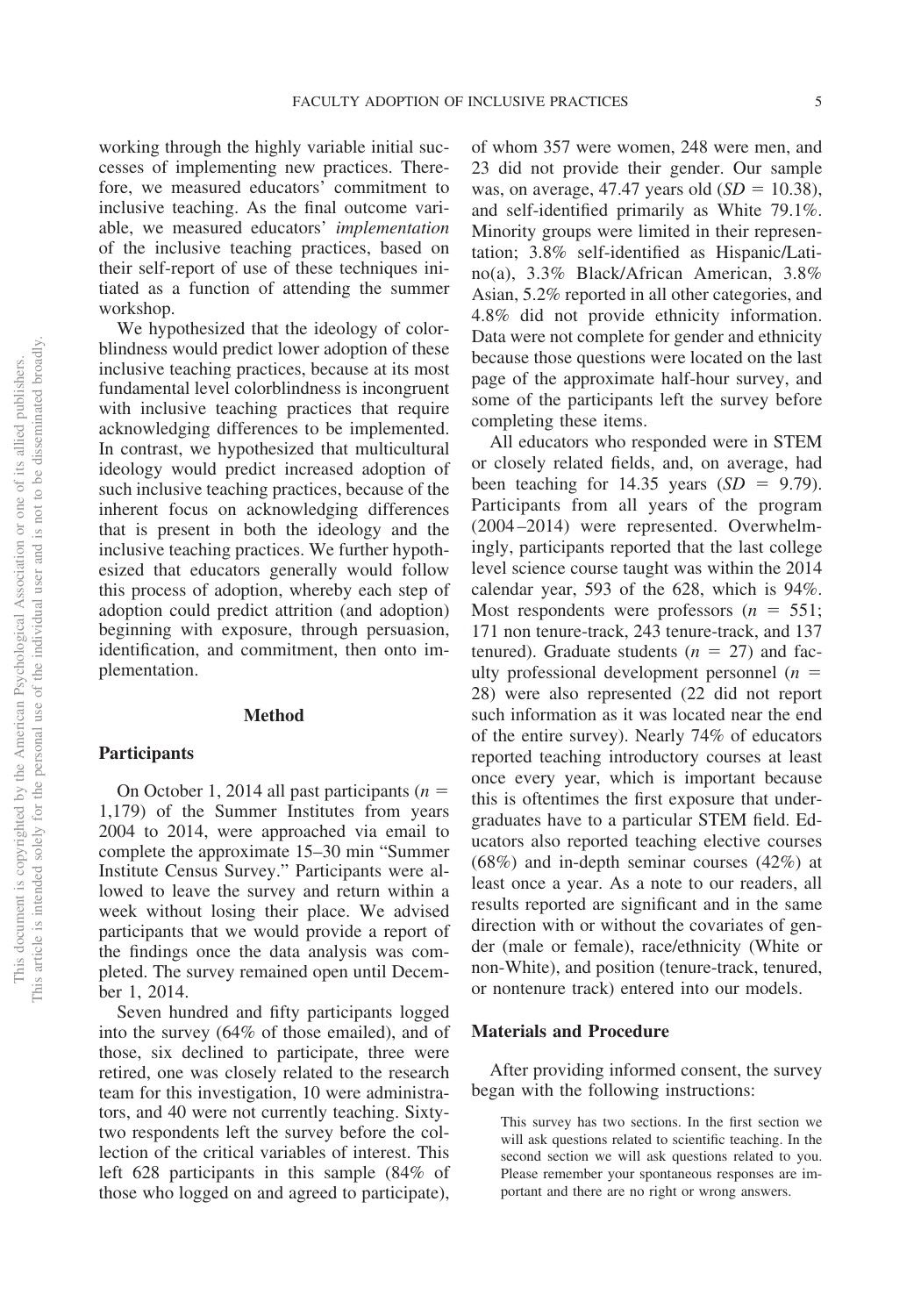working through the highly variable initial successes of implementing new practices. Therefore, we measured educators' commitment to inclusive teaching. As the final outcome variable, we measured educators' *implementation* of the inclusive teaching practices, based on their self-report of use of these techniques initiated as a function of attending the summer workshop.

We hypothesized that the ideology of colorblindness would predict lower adoption of these inclusive teaching practices, because at its most fundamental level colorblindness is incongruent with inclusive teaching practices that require acknowledging differences to be implemented. In contrast, we hypothesized that multicultural ideology would predict increased adoption of such inclusive teaching practices, because of the inherent focus on acknowledging differences that is present in both the ideology and the inclusive teaching practices. We further hypothesized that educators generally would follow this process of adoption, whereby each step of adoption could predict attrition (and adoption) beginning with exposure, through persuasion, identification, and commitment, then onto implementation.

## Method

### Participants

On October 1, 2014 all past participants ($n$ = 1,179) of the Summer Institutes from years 2004 to 2014, were approached via email to complete the approximate 15–30 min "Summer Institute Census Survey." Participants were allowed to leave the survey and return within a week without losing their place. We advised participants that we would provide a report of the findings once the data analysis was completed. The survey remained open until December 1, 2014.

Seven hundred and fifty participants logged into the survey (64% of those emailed), and of those, six declined to participate, three were retired, one was closely related to the research team for this investigation, 10 were administrators, and 40 were not currently teaching. Sixty-two respondents left the survey before the collection of the critical variables of interest. This left 628 participants in this sample (84% of those who logged on and agreed to participate), of whom 357 were women, 248 were men, and 23 did not provide their gender. Our sample was, on average, 47.47 years old ($SD$ = 10.38), and self-identified primarily as White 79.1%. Minority groups were limited in their representation; 3.8% self-identified as Hispanic/Latino(a), 3.3% Black/African American, 3.8% Asian, 5.2% reported in all other categories, and 4.8% did not provide ethnicity information. Data were not complete for gender and ethnicity because those questions were located on the last page of the approximate half-hour survey, and some of the participants left the survey before completing these items.

All educators who responded were in STEM or closely related fields, and, on average, had been teaching for 14.35 years ($SD$ = 9.79). Participants from all years of the program (2004–2014) were represented. Overwhelmingly, participants reported that the last college level science course taught was within the 2014 calendar year, 593 of the 628, which is 94%. Most respondents were professors ($n$ = 551; 171 non tenure-track, 243 tenure-track, and 137 tenured). Graduate students ($n$ = 27) and faculty professional development personnel ($n$ = 28) were also represented (22 did not report such information as it was located near the end of the entire survey). Nearly 74% of educators reported teaching introductory courses at least once every year, which is important because this is oftentimes the first exposure that undergraduates have to a particular STEM field. Educators also reported teaching elective courses (68%) and in-depth seminar courses (42%) at least once a year. As a note to our readers, all results reported are significant and in the same direction with or without the covariates of gender (male or female), race/ethnicity (White or non-White), and position (tenure-track, tenured, or nontenure track) entered into our models.

### Materials and Procedure

After providing informed consent, the survey began with the following instructions:

> This survey has two sections. In the first section we will ask questions related to scientific teaching. In the second section we will ask questions related to you. Please remember your spontaneous responses are important and there are no right or wrong answers.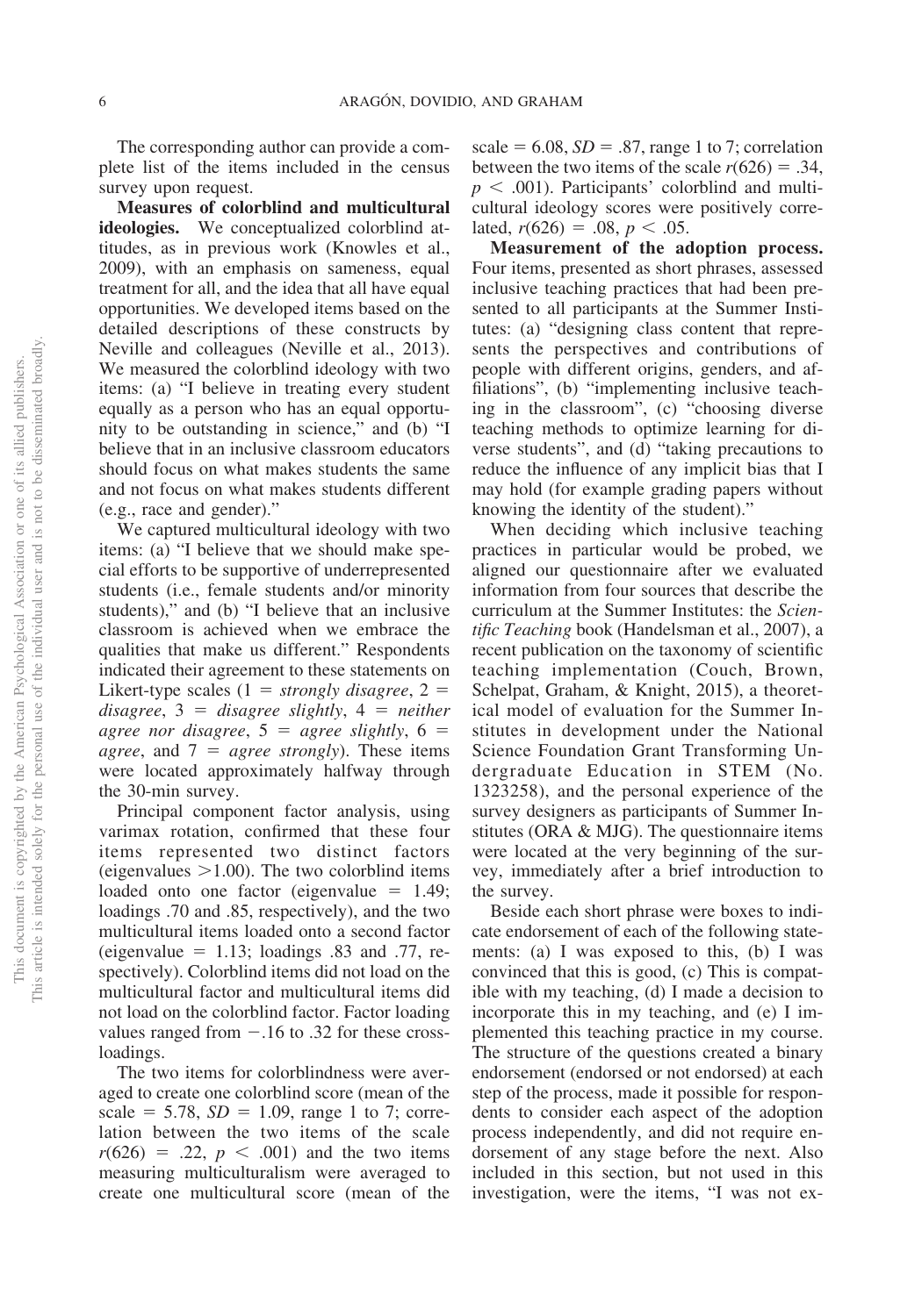The corresponding author can provide a complete list of the items included in the census survey upon request.

**Measures of colorblind and multicultural ideologies.** We conceptualized colorblind attitudes, as in previous work (Knowles et al., 2009), with an emphasis on sameness, equal treatment for all, and the idea that all have equal opportunities. We developed items based on the detailed descriptions of these constructs by Neville and colleagues (Neville et al., 2013). We measured the colorblind ideology with two items: (a) "I believe in treating every student equally as a person who has an equal opportunity to be outstanding in science," and (b) "I believe that in an inclusive classroom educators should focus on what makes students the same and not focus on what makes students different (e.g., race and gender)."

We captured multicultural ideology with two items: (a) "I believe that we should make special efforts to be supportive of underrepresented students (i.e., female students and/or minority students)," and (b) "I believe that an inclusive classroom is achieved when we embrace the qualities that make us different." Respondents indicated their agreement to these statements on Likert-type scales (1 = *strongly disagree*, 2 = *disagree*, 3 = *disagree slightly*, 4 = *neither agree nor disagree*, 5 = *agree slightly*, 6 = *agree*, and 7 = *agree strongly*). These items were located approximately halfway through the 30-min survey.

Principal component factor analysis, using varimax rotation, confirmed that these four items represented two distinct factors (eigenvalues $>1.00$). The two colorblind items loaded onto one factor (eigenvalue = 1.49; loadings .70 and .85, respectively), and the two multicultural items loaded onto a second factor (eigenvalue = 1.13; loadings .83 and .77, respectively). Colorblind items did not load on the multicultural factor and multicultural items did not load on the colorblind factor. Factor loading values ranged from $-.16$ to .32 for these cross-loadings.

The two items for colorblindness were averaged to create one colorblind score (mean of the scale = 5.78, $SD = 1.09$, range 1 to 7; correlation between the two items of the scale $r(626) = .22$, $p < .001$) and the two items measuring multiculturalism were averaged to create one multicultural score (mean of the scale = 6.08, $SD = .87$, range 1 to 7; correlation between the two items of the scale $r(626) = .34$, $p < .001$). Participants' colorblind and multicultural ideology scores were positively correlated, $r(626) = .08$, $p < .05$.

**Measurement of the adoption process.** Four items, presented as short phrases, assessed inclusive teaching practices that had been presented to all participants at the Summer Institutes: (a) "designing class content that represents the perspectives and contributions of people with different origins, genders, and affiliations", (b) "implementing inclusive teaching in the classroom", (c) "choosing diverse teaching methods to optimize learning for diverse students", and (d) "taking precautions to reduce the influence of any implicit bias that I may hold (for example grading papers without knowing the identity of the student)."

When deciding which inclusive teaching practices in particular would be probed, we aligned our questionnaire after we evaluated information from four sources that describe the curriculum at the Summer Institutes: the *Scientific Teaching* book (Handelsman et al., 2007), a recent publication on the taxonomy of scientific teaching implementation (Couch, Brown, Schelpat, Graham, & Knight, 2015), a theoretical model of evaluation for the Summer Institutes in development under the National Science Foundation Grant Transforming Undergraduate Education in STEM (No. 1323258), and the personal experience of the survey designers as participants of Summer Institutes (ORA & MJG). The questionnaire items were located at the very beginning of the survey, immediately after a brief introduction to the survey.

Beside each short phrase were boxes to indicate endorsement of each of the following statements: (a) I was exposed to this, (b) I was convinced that this is good, (c) This is compatible with my teaching, (d) I made a decision to incorporate this in my teaching, and (e) I implemented this teaching practice in my course. The structure of the questions created a binary endorsement (endorsed or not endorsed) at each step of the process, made it possible for respondents to consider each aspect of the adoption process independently, and did not require endorsement of any stage before the next. Also included in this section, but not used in this investigation, were the items, "I was not ex-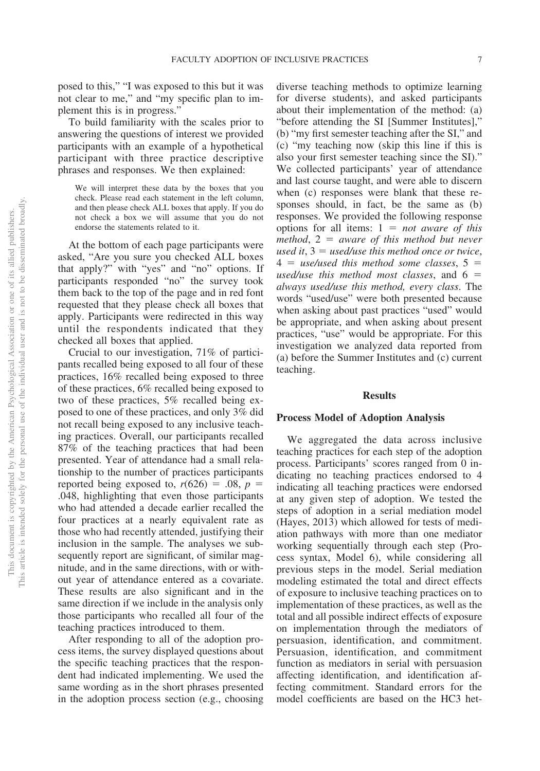posed to this," "I was exposed to this but it was not clear to me," and "my specific plan to implement this is in progress."

To build familiarity with the scales prior to answering the questions of interest we provided participants with an example of a hypothetical participant with three practice descriptive phrases and responses. We then explained:

> We will interpret these data by the boxes that you check. Please read each statement in the left column, and then please check ALL boxes that apply. If you do not check a box we will assume that you do not endorse the statements related to it.

At the bottom of each page participants were asked, "Are you sure you checked ALL boxes that apply?" with "yes" and "no" options. If participants responded "no" the survey took them back to the top of the page and in red font requested that they please check all boxes that apply. Participants were redirected in this way until the respondents indicated that they checked all boxes that applied.

Crucial to our investigation, 71% of participants recalled being exposed to all four of these practices, 16% recalled being exposed to three of these practices, 6% recalled being exposed to two of these practices, 5% recalled being exposed to one of these practices, and only 3% did not recall being exposed to any inclusive teaching practices. Overall, our participants recalled 87% of the teaching practices that had been presented. Year of attendance had a small relationship to the number of practices participants reported being exposed to, $r(626) = .08$, $p = .048$, highlighting that even those participants who had attended a decade earlier recalled the four practices at a nearly equivalent rate as those who had recently attended, justifying their inclusion in the sample. The analyses we subsequently report are significant, of similar magnitude, and in the same directions, with or without year of attendance entered as a covariate. These results are also significant and in the same direction if we include in the analysis only those participants who recalled all four of the teaching practices introduced to them.

After responding to all of the adoption process items, the survey displayed questions about the specific teaching practices that the respondent had indicated implementing. We used the same wording as in the short phrases presented in the adoption process section (e.g., choosing diverse teaching methods to optimize learning for diverse students), and asked participants about their implementation of the method: (a) "before attending the SI [Summer Institutes]," (b) "my first semester teaching after the SI," and (c) "my teaching now (skip this line if this is also your first semester teaching since the SI)." We collected participants' year of attendance and last course taught, and were able to discern when (c) responses were blank that these responses should, in fact, be the same as (b) responses. We provided the following response options for all items: 1 = *not aware of this method*, 2 = *aware of this method but never used it*, 3 = *used/use this method once or twice*, 4 = *use/used this method some classes*, 5 = *used/use this method most classes*, and 6 = *always used/use this method, every class*. The words "used/use" were both presented because when asking about past practices "used" would be appropriate, and when asking about present practices, "use" would be appropriate. For this investigation we analyzed data reported from (a) before the Summer Institutes and (c) current teaching.

## Results

### Process Model of Adoption Analysis

We aggregated the data across inclusive teaching practices for each step of the adoption process. Participants' scores ranged from 0 indicating no teaching practices endorsed to 4 indicating all teaching practices were endorsed at any given step of adoption. We tested the steps of adoption in a serial mediation model (Hayes, 2013) which allowed for tests of mediation pathways with more than one mediator working sequentially through each step (Process syntax, Model 6), while considering all previous steps in the model. Serial mediation modeling estimated the total and direct effects of exposure to inclusive teaching practices on to implementation of these practices, as well as the total and all possible indirect effects of exposure on implementation through the mediators of persuasion, identification, and commitment. Persuasion, identification, and commitment function as mediators in serial with persuasion affecting identification, and identification affecting commitment. Standard errors for the model coefficients are based on the HC3 het-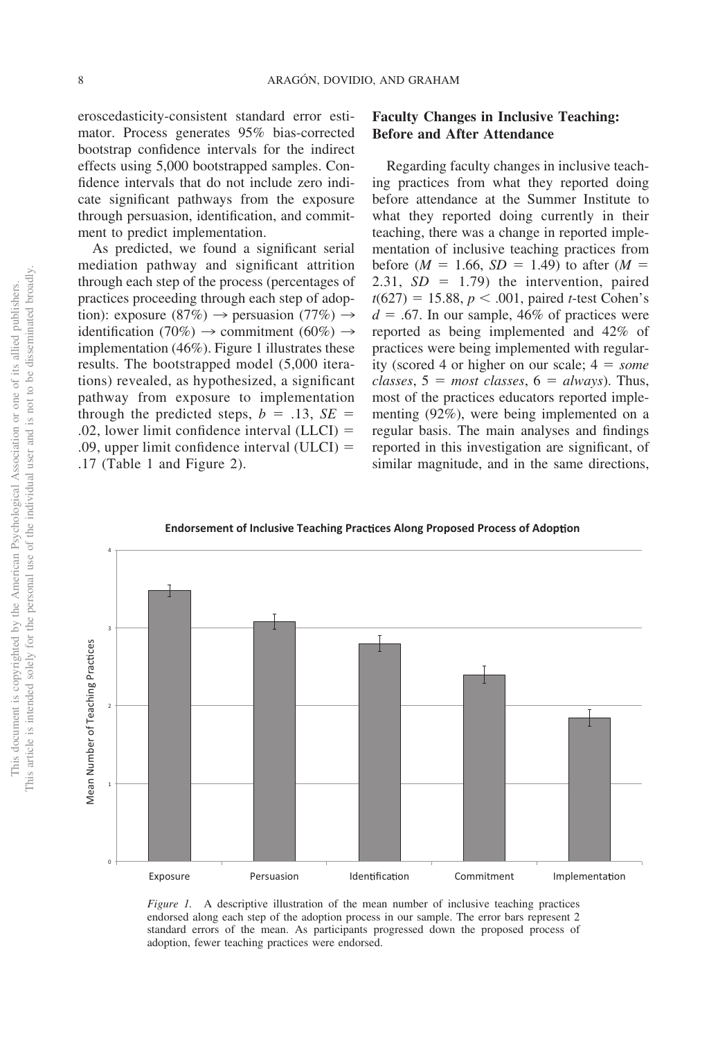eroscedasticity-consistent standard error estimator. Process generates 95% bias-corrected bootstrap confidence intervals for the indirect effects using 5,000 bootstrapped samples. Confidence intervals that do not include zero indicate significant pathways from the exposure through persuasion, identification, and commitment to predict implementation.

As predicted, we found a significant serial mediation pathway and significant attrition through each step of the process (percentages of practices proceeding through each step of adoption): exposure (87%) → persuasion (77%) → identification (70%) → commitment (60%) → implementation (46%). Figure 1 illustrates these results. The bootstrapped model (5,000 iterations) revealed, as hypothesized, a significant pathway from exposure to implementation through the predicted steps, $b = .13$, $SE = .02$, lower limit confidence interval (LLCI) = .09, upper limit confidence interval (ULCI) = .17 (Table 1 and Figure 2).

## Faculty Changes in Inclusive Teaching: Before and After Attendance

Regarding faculty changes in inclusive teaching practices from what they reported doing before attendance at the Summer Institute to what they reported doing currently in their teaching, there was a change in reported implementation of inclusive teaching practices from before ($M = 1.66$, $SD = 1.49$) to after ($M = 2.31$, $SD = 1.79$) the intervention, paired $t(627) = 15.88$, $p < .001$, paired $t$-test Cohen's $d = .67$. In our sample, 46% of practices were reported as being implemented and 42% of practices were being implemented with regularity (scored 4 or higher on our scale; 4 = *some classes*, 5 = *most classes*, 6 = *always*). Thus, most of the practices educators reported implementing (92%), were being implemented on a regular basis. The main analyses and findings reported in this investigation are significant, of similar magnitude, and in the same directions,

**Endorsement of Inclusive Teaching Practices Along Proposed Process of Adoption**

*Figure 1.* A descriptive illustration of the mean number of inclusive teaching practices endorsed along each step of the adoption process in our sample. The error bars represent 2 standard errors of the mean. As participants progressed down the proposed process of adoption, fewer teaching practices were endorsed.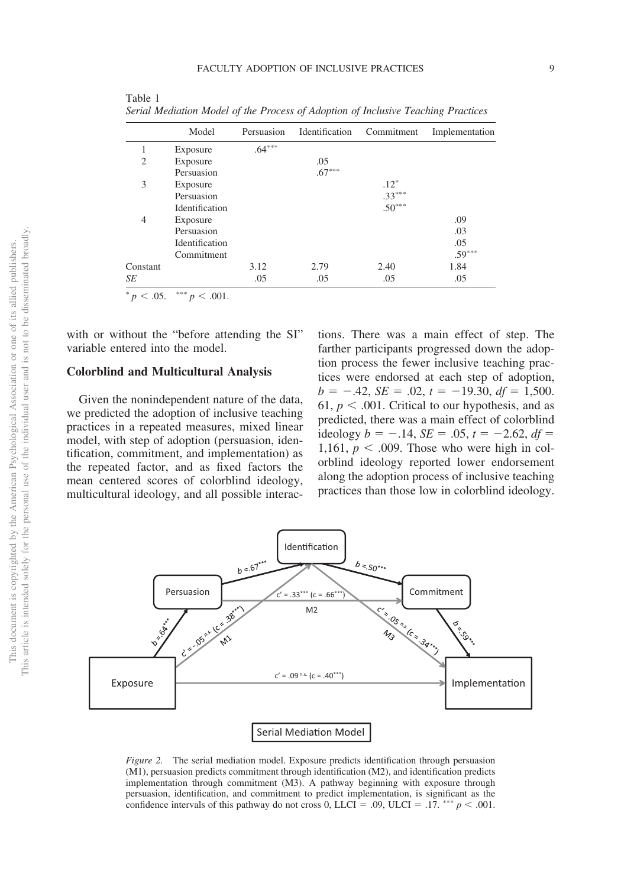Table 1
*Serial Mediation Model of the Process of Adoption of Inclusive Teaching Practices*

| | Model | Persuasion | Identification | Commitment | Implementation |
|---|---|---|---|---|---|
| 1 | Exposure | .64*** | | | |
| 2 | Exposure | | .05 | | |
| | Persuasion | | .67*** | | |
| 3 | Exposure | | | .12* | |
| | Persuasion | | | .33*** | |
| | Identification | | | .50*** | |
| 4 | Exposure | | | | .09 |
| | Persuasion | | | | .03 |
| | Identification | | | | .05 |
| | Commitment | | | | .59*** |
| Constant | | 3.12 | 2.79 | 2.40 | 1.84 |
| *SE* | | .05 | .05 | .05 | .05 |

* $p < .05$. *** $p < .001$.

with or without the "before attending the SI" variable entered into the model.

## Colorblind and Multicultural Analysis

Given the nonindependent nature of the data, we predicted the adoption of inclusive teaching practices in a repeated measures, mixed linear model, with step of adoption (persuasion, identification, commitment, and implementation) as the repeated factor, and as fixed factors the mean centered scores of colorblind ideology, multicultural ideology, and all possible interactions. There was a main effect of step. The farther participants progressed down the adoption process the fewer inclusive teaching practices were endorsed at each step of adoption, $b = -.42$, $SE = .02$, $t = -19.30$, $df = 1{,}500.61$, $p < .001$. Critical to our hypothesis, and as predicted, there was a main effect of colorblind ideology $b = -.14$, $SE = .05$, $t = -2.62$, $df = 1{,}161$, $p < .009$. Those who were high in colorblind ideology reported lower endorsement along the adoption process of inclusive teaching practices than those low in colorblind ideology.

*Figure 2.* The serial mediation model. Exposure predicts identification through persuasion (M1), persuasion predicts commitment through identification (M2), and identification predicts implementation through commitment (M3). A pathway beginning with exposure through persuasion, identification, and commitment to predict implementation, is significant as the confidence intervals of this pathway do not cross 0, LLCI = .09, ULCI = .17. *** $p < .001$.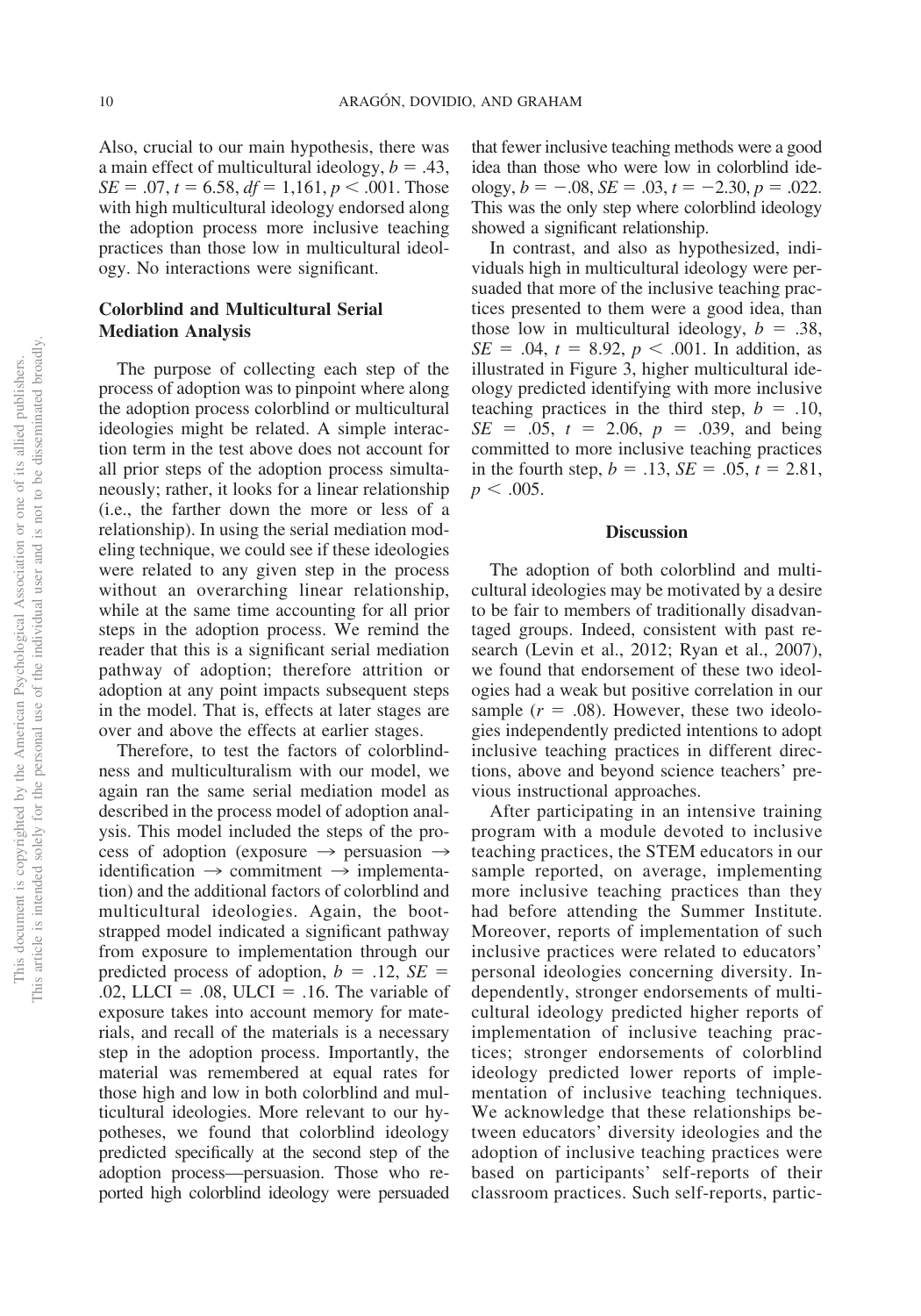Also, crucial to our main hypothesis, there was a main effect of multicultural ideology, $b = .43$, $SE = .07$, $t = 6.58$, $df = 1{,}161$, $p < .001$. Those with high multicultural ideology endorsed along the adoption process more inclusive teaching practices than those low in multicultural ideology. No interactions were significant.

### Colorblind and Multicultural Serial Mediation Analysis

The purpose of collecting each step of the process of adoption was to pinpoint where along the adoption process colorblind or multicultural ideologies might be related. A simple interaction term in the test above does not account for all prior steps of the adoption process simultaneously; rather, it looks for a linear relationship (i.e., the farther down the more or less of a relationship). In using the serial mediation modeling technique, we could see if these ideologies were related to any given step in the process without an overarching linear relationship, while at the same time accounting for all prior steps in the adoption process. We remind the reader that this is a significant serial mediation pathway of adoption; therefore attrition or adoption at any point impacts subsequent steps in the model. That is, effects at later stages are over and above the effects at earlier stages.

Therefore, to test the factors of colorblindness and multiculturalism with our model, we again ran the same serial mediation model as described in the process model of adoption analysis. This model included the steps of the process of adoption (exposure → persuasion → identification → commitment → implementation) and the additional factors of colorblind and multicultural ideologies. Again, the bootstrapped model indicated a significant pathway from exposure to implementation through our predicted process of adoption, $b = .12$, $SE = .02$, $LLCI = .08$, $ULCI = .16$. The variable of exposure takes into account memory for materials, and recall of the materials is a necessary step in the adoption process. Importantly, the material was remembered at equal rates for those high and low in both colorblind and multicultural ideologies. More relevant to our hypotheses, we found that colorblind ideology predicted specifically at the second step of the adoption process—persuasion. Those who reported high colorblind ideology were persuaded that fewer inclusive teaching methods were a good idea than those who were low in colorblind ideology, $b = -.08$, $SE = .03$, $t = -2.30$, $p = .022$. This was the only step where colorblind ideology showed a significant relationship.

In contrast, and also as hypothesized, individuals high in multicultural ideology were persuaded that more of the inclusive teaching practices presented to them were a good idea, than those low in multicultural ideology, $b = .38$, $SE = .04$, $t = 8.92$, $p < .001$. In addition, as illustrated in Figure 3, higher multicultural ideology predicted identifying with more inclusive teaching practices in the third step, $b = .10$, $SE = .05$, $t = 2.06$, $p = .039$, and being committed to more inclusive teaching practices in the fourth step, $b = .13$, $SE = .05$, $t = 2.81$, $p < .005$.

## Discussion

The adoption of both colorblind and multicultural ideologies may be motivated by a desire to be fair to members of traditionally disadvantaged groups. Indeed, consistent with past research (Levin et al., 2012; Ryan et al., 2007), we found that endorsement of these two ideologies had a weak but positive correlation in our sample ($r = .08$). However, these two ideologies independently predicted intentions to adopt inclusive teaching practices in different directions, above and beyond science teachers' previous instructional approaches.

After participating in an intensive training program with a module devoted to inclusive teaching practices, the STEM educators in our sample reported, on average, implementing more inclusive teaching practices than they had before attending the Summer Institute. Moreover, reports of implementation of such inclusive practices were related to educators' personal ideologies concerning diversity. Independently, stronger endorsements of multicultural ideology predicted higher reports of implementation of inclusive teaching practices; stronger endorsements of colorblind ideology predicted lower reports of implementation of inclusive teaching techniques. We acknowledge that these relationships between educators' diversity ideologies and the adoption of inclusive teaching practices were based on participants' self-reports of their classroom practices. Such self-reports, partic-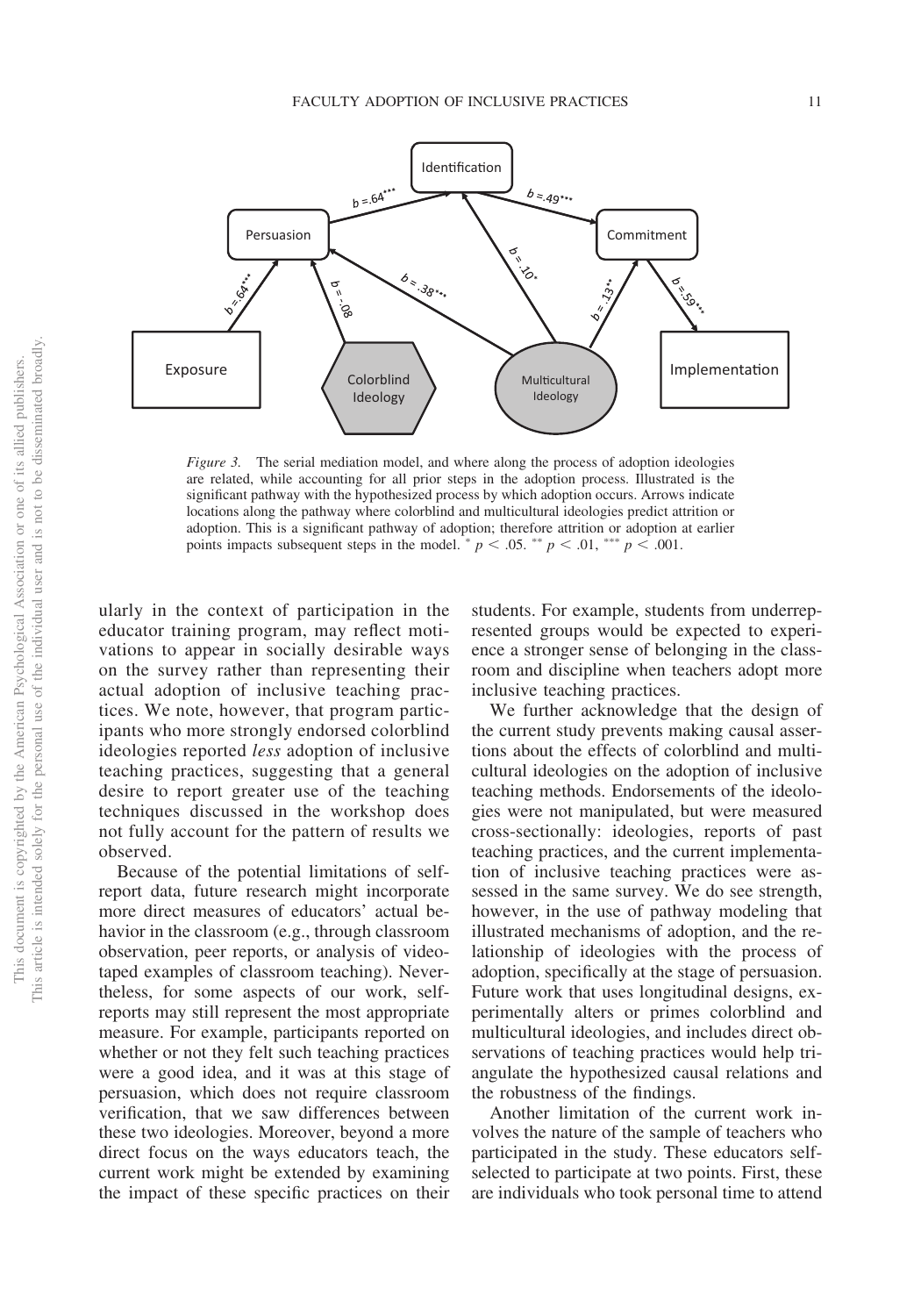*Figure 3.* The serial mediation model, and where along the process of adoption ideologies are related, while accounting for all prior steps in the adoption process. Illustrated is the significant pathway with the hypothesized process by which adoption occurs. Arrows indicate locations along the pathway where colorblind and multicultural ideologies predict attrition or adoption. This is a significant pathway of adoption; therefore attrition or adoption at earlier points impacts subsequent steps in the model. * $p < .05$. ** $p < .01$, *** $p < .001$.

ularly in the context of participation in the educator training program, may reflect motivations to appear in socially desirable ways on the survey rather than representing their actual adoption of inclusive teaching practices. We note, however, that program participants who more strongly endorsed colorblind ideologies reported *less* adoption of inclusive teaching practices, suggesting that a general desire to report greater use of the teaching techniques discussed in the workshop does not fully account for the pattern of results we observed.

Because of the potential limitations of self-report data, future research might incorporate more direct measures of educators' actual behavior in the classroom (e.g., through classroom observation, peer reports, or analysis of videotaped examples of classroom teaching). Nevertheless, for some aspects of our work, self-reports may still represent the most appropriate measure. For example, participants reported on whether or not they felt such teaching practices were a good idea, and it was at this stage of persuasion, which does not require classroom verification, that we saw differences between these two ideologies. Moreover, beyond a more direct focus on the ways educators teach, the current work might be extended by examining the impact of these specific practices on their students. For example, students from underrepresented groups would be expected to experience a stronger sense of belonging in the classroom and discipline when teachers adopt more inclusive teaching practices.

We further acknowledge that the design of the current study prevents making causal assertions about the effects of colorblind and multicultural ideologies on the adoption of inclusive teaching methods. Endorsements of the ideologies were not manipulated, but were measured cross-sectionally: ideologies, reports of past teaching practices, and the current implementation of inclusive teaching practices were assessed in the same survey. We do see strength, however, in the use of pathway modeling that illustrated mechanisms of adoption, and the relationship of ideologies with the process of adoption, specifically at the stage of persuasion. Future work that uses longitudinal designs, experimentally alters or primes colorblind and multicultural ideologies, and includes direct observations of teaching practices would help triangulate the hypothesized causal relations and the robustness of the findings.

Another limitation of the current work involves the nature of the sample of teachers who participated in the study. These educators self-selected to participate at two points. First, these are individuals who took personal time to attend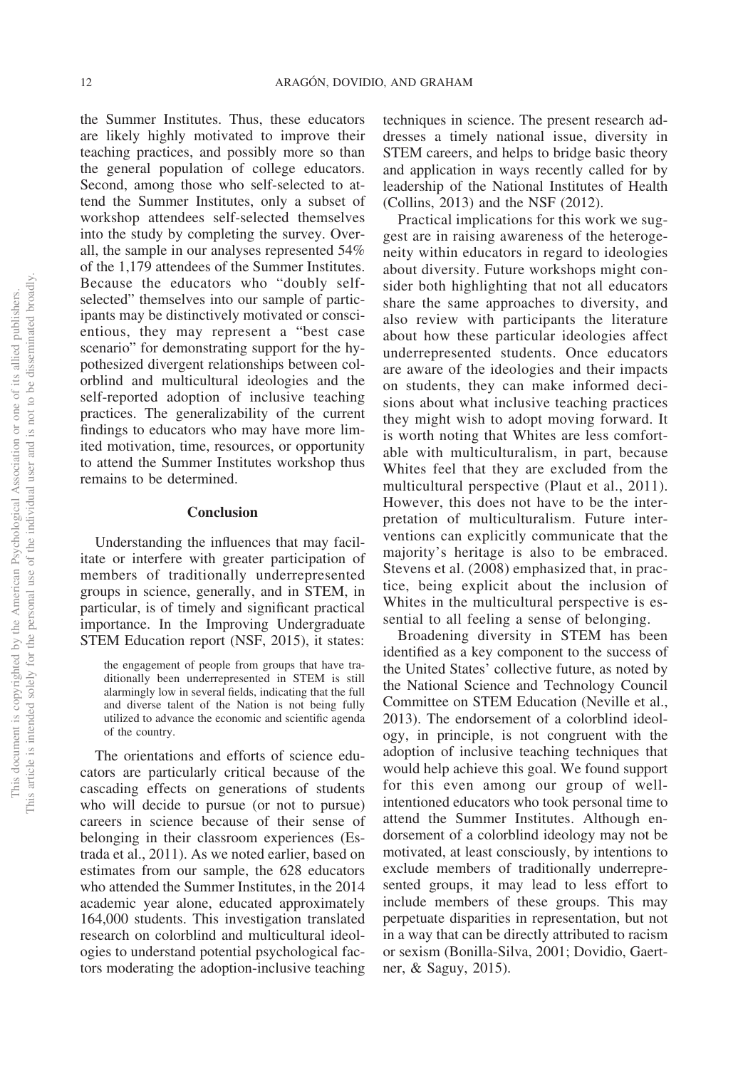the Summer Institutes. Thus, these educators are likely highly motivated to improve their teaching practices, and possibly more so than the general population of college educators. Second, among those who self-selected to attend the Summer Institutes, only a subset of workshop attendees self-selected themselves into the study by completing the survey. Overall, the sample in our analyses represented 54% of the 1,179 attendees of the Summer Institutes. Because the educators who "doubly self-selected" themselves into our sample of participants may be distinctively motivated or conscientious, they may represent a "best case scenario" for demonstrating support for the hypothesized divergent relationships between colorblind and multicultural ideologies and the self-reported adoption of inclusive teaching practices. The generalizability of the current findings to educators who may have more limited motivation, time, resources, or opportunity to attend the Summer Institutes workshop thus remains to be determined.

## Conclusion

Understanding the influences that may facilitate or interfere with greater participation of members of traditionally underrepresented groups in science, generally, and in STEM, in particular, is of timely and significant practical importance. In the Improving Undergraduate STEM Education report (NSF, 2015), it states:

> the engagement of people from groups that have traditionally been underrepresented in STEM is still alarmingly low in several fields, indicating that the full and diverse talent of the Nation is not being fully utilized to advance the economic and scientific agenda of the country.

The orientations and efforts of science educators are particularly critical because of the cascading effects on generations of students who will decide to pursue (or not to pursue) careers in science because of their sense of belonging in their classroom experiences (Estrada et al., 2011). As we noted earlier, based on estimates from our sample, the 628 educators who attended the Summer Institutes, in the 2014 academic year alone, educated approximately 164,000 students. This investigation translated research on colorblind and multicultural ideologies to understand potential psychological factors moderating the adoption-inclusive teaching techniques in science. The present research addresses a timely national issue, diversity in STEM careers, and helps to bridge basic theory and application in ways recently called for by leadership of the National Institutes of Health (Collins, 2013) and the NSF (2012).

Practical implications for this work we suggest are in raising awareness of the heterogeneity within educators in regard to ideologies about diversity. Future workshops might consider both highlighting that not all educators share the same approaches to diversity, and also review with participants the literature about how these particular ideologies affect underrepresented students. Once educators are aware of the ideologies and their impacts on students, they can make informed decisions about what inclusive teaching practices they might wish to adopt moving forward. It is worth noting that Whites are less comfortable with multiculturalism, in part, because Whites feel that they are excluded from the multicultural perspective (Plaut et al., 2011). However, this does not have to be the interpretation of multiculturalism. Future interventions can explicitly communicate that the majority's heritage is also to be embraced. Stevens et al. (2008) emphasized that, in practice, being explicit about the inclusion of Whites in the multicultural perspective is essential to all feeling a sense of belonging.

Broadening diversity in STEM has been identified as a key component to the success of the United States' collective future, as noted by the National Science and Technology Council Committee on STEM Education (Neville et al., 2013). The endorsement of a colorblind ideology, in principle, is not congruent with the adoption of inclusive teaching techniques that would help achieve this goal. We found support for this even among our group of well-intentioned educators who took personal time to attend the Summer Institutes. Although endorsement of a colorblind ideology may not be motivated, at least consciously, by intentions to exclude members of traditionally underrepresented groups, it may lead to less effort to include members of these groups. This may perpetuate disparities in representation, but not in a way that can be directly attributed to racism or sexism (Bonilla-Silva, 2001; Dovidio, Gaertner, & Saguy, 2015).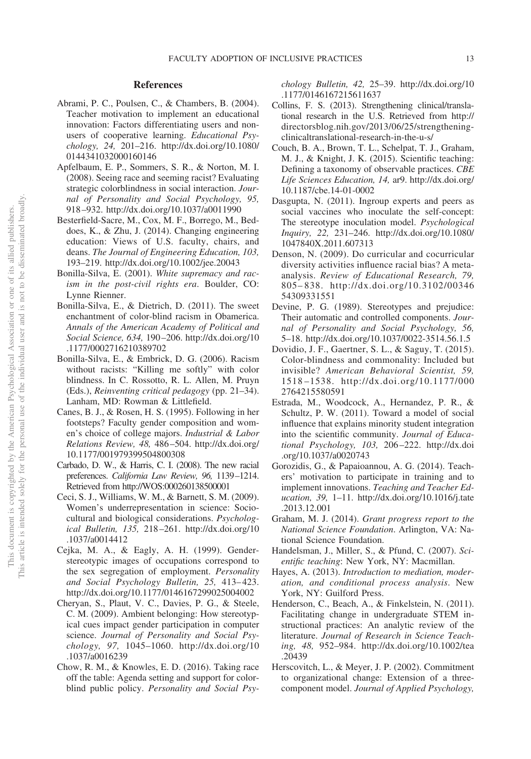## References

Abrami, P. C., Poulsen, C., & Chambers, B. (2004). Teacher motivation to implement an educational innovation: Factors differentiating users and nonusers of cooperative learning. *Educational Psychology, 24,* 201–216. http://dx.doi.org/10.1080/0144341032000160146

Apfelbaum, E. P., Sommers, S. R., & Norton, M. I. (2008). Seeing race and seeming racist? Evaluating strategic colorblindness in social interaction. *Journal of Personality and Social Psychology, 95,* 918–932. http://dx.doi.org/10.1037/a0011990

Besterfield-Sacre, M., Cox, M. F., Borrego, M., Beddoes, K., & Zhu, J. (2014). Changing engineering education: Views of U.S. faculty, chairs, and deans. *The Journal of Engineering Education, 103,* 193–219. http://dx.doi.org/10.1002/jee.20043

Bonilla-Silva, E. (2001). *White supremacy and racism in the post-civil rights era*. Boulder, CO: Lynne Rienner.

Bonilla-Silva, E., & Dietrich, D. (2011). The sweet enchantment of color-blind racism in Obamerica. *Annals of the American Academy of Political and Social Science, 634,* 190–206. http://dx.doi.org/10.1177/0002716210389702

Bonilla-Silva, E., & Embrick, D. G. (2006). Racism without racists: "Killing me softly" with color blindness. In C. Rossotto, R. L. Allen, M. Pruyn (Eds.), *Reinventing critical pedagogy* (pp. 21–34). Lanham, MD: Rowman & Littlefield.

Canes, B. J., & Rosen, H. S. (1995). Following in her footsteps? Faculty gender composition and women's choice of college majors. *Industrial & Labor Relations Review, 48,* 486–504. http://dx.doi.org/10.1177/001979399504800308

Carbado, D. W., & Harris, C. I. (2008). The new racial preferences. *California Law Review, 96,* 1139–1214. Retrieved from http://WOS:000260138500001

Ceci, S. J., Williams, W. M., & Barnett, S. M. (2009). Women's underrepresentation in science: Sociocultural and biological considerations. *Psychological Bulletin, 135,* 218–261. http://dx.doi.org/10.1037/a0014412

Cejka, M. A., & Eagly, A. H. (1999). Gender-stereotypic images of occupations correspond to the sex segregation of employment. *Personality and Social Psychology Bulletin, 25,* 413–423. http://dx.doi.org/10.1177/0146167299025004002

Cheryan, S., Plaut, V. C., Davies, P. G., & Steele, C. M. (2009). Ambient belonging: How stereotypical cues impact gender participation in computer science. *Journal of Personality and Social Psychology, 97,* 1045–1060. http://dx.doi.org/10.1037/a0016239

Chow, R. M., & Knowles, E. D. (2016). Taking race off the table: Agenda setting and support for color-blind public policy. *Personality and Social Psychology Bulletin, 42,* 25–39. http://dx.doi.org/10.1177/0146167215611637

Collins, F. S. (2013). Strengthening clinical/translational research in the U.S. Retrieved from http://directorsblog.nih.gov/2013/06/25/strengthening-clinicaltranslational-research-in-the-u-s/

Couch, B. A., Brown, T. L., Schelpat, T. J., Graham, M. J., & Knight, J. K. (2015). Scientific teaching: Defining a taxonomy of observable practices. *CBE Life Sciences Education, 14,* ar9. http://dx.doi.org/10.1187/cbe.14-01-0002

Dasgupta, N. (2011). Ingroup experts and peers as social vaccines who inoculate the self-concept: The stereotype inoculation model. *Psychological Inquiry, 22,* 231–246. http://dx.doi.org/10.1080/1047840X.2011.607313

Denson, N. (2009). Do curricular and cocurricular diversity activities influence racial bias? A meta-analysis. *Review of Educational Research, 79,* 805–838. http://dx.doi.org/10.3102/0034654309331551

Devine, P. G. (1989). Stereotypes and prejudice: Their automatic and controlled components. *Journal of Personality and Social Psychology, 56,* 5–18. http://dx.doi.org/10.1037/0022-3514.56.1.5

Dovidio, J. F., Gaertner, S. L., & Saguy, T. (2015). Color-blindness and commonality: Included but invisible? *American Behavioral Scientist, 59,* 1518–1538. http://dx.doi.org/10.1177/0002764215580591

Estrada, M., Woodcock, A., Hernandez, P. R., & Schultz, P. W. (2011). Toward a model of social influence that explains minority student integration into the scientific community. *Journal of Educational Psychology, 103,* 206–222. http://dx.doi.org/10.1037/a0020743

Gorozidis, G., & Papaioannou, A. G. (2014). Teachers' motivation to participate in training and to implement innovations. *Teaching and Teacher Education, 39,* 1–11. http://dx.doi.org/10.1016/j.tate.2013.12.001

Graham, M. J. (2014). *Grant progress report to the National Science Foundation*. Arlington, VA: National Science Foundation.

Handelsman, J., Miller, S., & Pfund, C. (2007). *Scientific teaching*: New York, NY: Macmillan.

Hayes, A. (2013). *Introduction to mediation, moderation, and conditional process analysis*. New York, NY: Guilford Press.

Henderson, C., Beach, A., & Finkelstein, N. (2011). Facilitating change in undergraduate STEM instructional practices: An analytic review of the literature. *Journal of Research in Science Teaching, 48,* 952–984. http://dx.doi.org/10.1002/tea.20439

Herscovitch, L., & Meyer, J. P. (2002). Commitment to organizational change: Extension of a three-component model. *Journal of Applied Psychology,*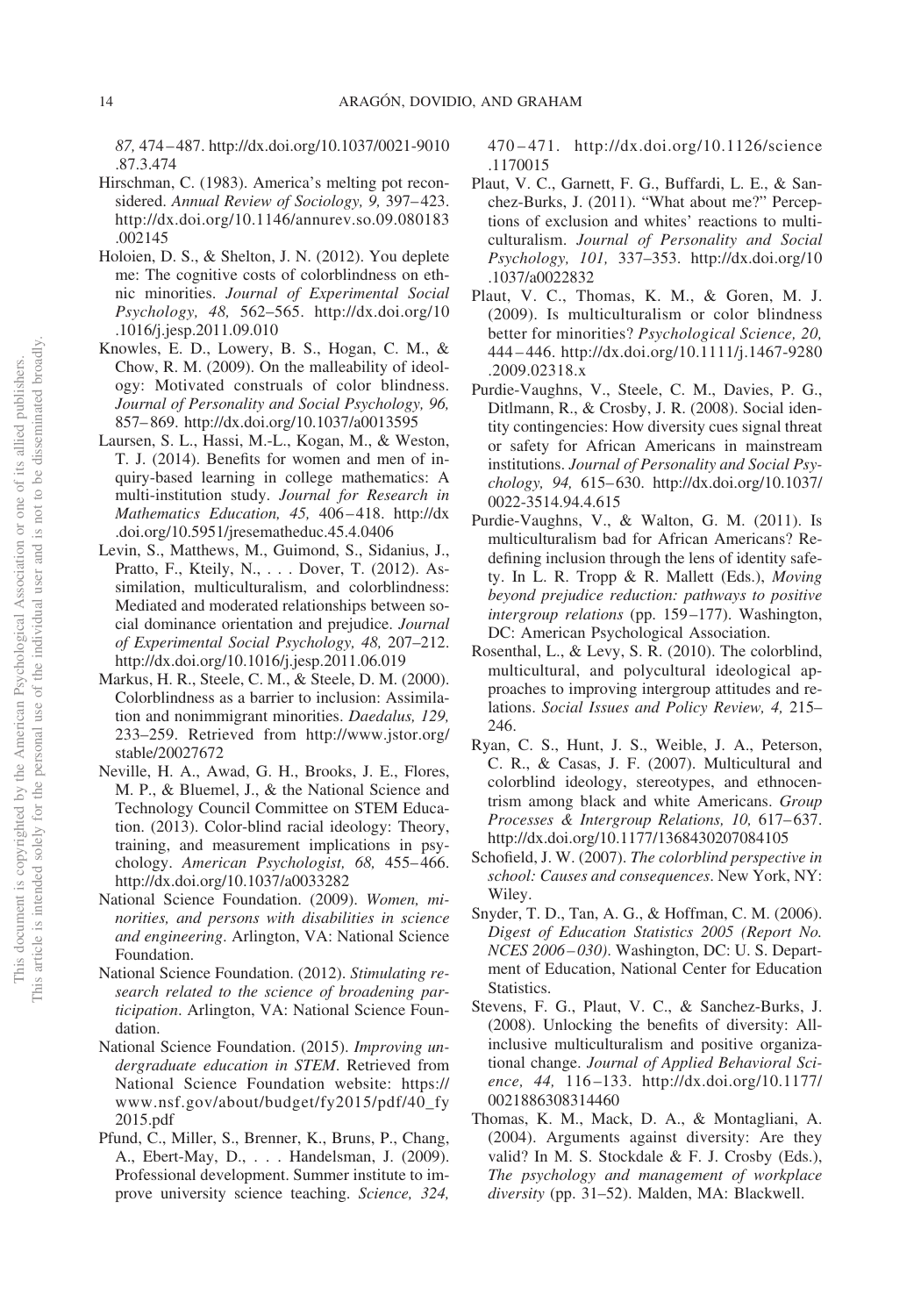*87,* 474–487. http://dx.doi.org/10.1037/0021-9010.87.3.474

Hirschman, C. (1983). America's melting pot reconsidered. *Annual Review of Sociology, 9,* 397–423. http://dx.doi.org/10.1146/annurev.so.09.080183.002145

Holoien, D. S., & Shelton, J. N. (2012). You deplete me: The cognitive costs of colorblindness on ethnic minorities. *Journal of Experimental Social Psychology, 48,* 562–565. http://dx.doi.org/10.1016/j.jesp.2011.09.010

Knowles, E. D., Lowery, B. S., Hogan, C. M., & Chow, R. M. (2009). On the malleability of ideology: Motivated construals of color blindness. *Journal of Personality and Social Psychology, 96,* 857–869. http://dx.doi.org/10.1037/a0013595

Laursen, S. L., Hassi, M.-L., Kogan, M., & Weston, T. J. (2014). Benefits for women and men of inquiry-based learning in college mathematics: A multi-institution study. *Journal for Research in Mathematics Education, 45,* 406–418. http://dx.doi.org/10.5951/jresematheduc.45.4.0406

Levin, S., Matthews, M., Guimond, S., Sidanius, J., Pratto, F., Kteily, N., . . . Dover, T. (2012). Assimilation, multiculturalism, and colorblindness: Mediated and moderated relationships between social dominance orientation and prejudice. *Journal of Experimental Social Psychology, 48,* 207–212. http://dx.doi.org/10.1016/j.jesp.2011.06.019

Markus, H. R., Steele, C. M., & Steele, D. M. (2000). Colorblindness as a barrier to inclusion: Assimilation and nonimmigrant minorities. *Daedalus, 129,* 233–259. Retrieved from http://www.jstor.org/stable/20027672

Neville, H. A., Awad, G. H., Brooks, J. E., Flores, M. P., & Bluemel, J., & the National Science and Technology Council Committee on STEM Education. (2013). Color-blind racial ideology: Theory, training, and measurement implications in psychology. *American Psychologist, 68,* 455–466. http://dx.doi.org/10.1037/a0033282

National Science Foundation. (2009). *Women, minorities, and persons with disabilities in science and engineering*. Arlington, VA: National Science Foundation.

National Science Foundation. (2012). *Stimulating research related to the science of broadening participation*. Arlington, VA: National Science Foundation.

National Science Foundation. (2015). *Improving undergraduate education in STEM*. Retrieved from National Science Foundation website: https://www.nsf.gov/about/budget/fy2015/pdf/40_fy2015.pdf

Pfund, C., Miller, S., Brenner, K., Bruns, P., Chang, A., Ebert-May, D., . . . Handelsman, J. (2009). Professional development. Summer institute to improve university science teaching. *Science, 324,* 470–471. http://dx.doi.org/10.1126/science.1170015

Plaut, V. C., Garnett, F. G., Buffardi, L. E., & Sanchez-Burks, J. (2011). "What about me?" Perceptions of exclusion and whites' reactions to multiculturalism. *Journal of Personality and Social Psychology, 101,* 337–353. http://dx.doi.org/10.1037/a0022832

Plaut, V. C., Thomas, K. M., & Goren, M. J. (2009). Is multiculturalism or color blindness better for minorities? *Psychological Science, 20,* 444–446. http://dx.doi.org/10.1111/j.1467-9280.2009.02318.x

Purdie-Vaughns, V., Steele, C. M., Davies, P. G., Ditlmann, R., & Crosby, J. R. (2008). Social identity contingencies: How diversity cues signal threat or safety for African Americans in mainstream institutions. *Journal of Personality and Social Psychology, 94,* 615–630. http://dx.doi.org/10.1037/0022-3514.94.4.615

Purdie-Vaughns, V., & Walton, G. M. (2011). Is multiculturalism bad for African Americans? Redefining inclusion through the lens of identity safety. In L. R. Tropp & R. Mallett (Eds.), *Moving beyond prejudice reduction: pathways to positive intergroup relations* (pp. 159–177). Washington, DC: American Psychological Association.

Rosenthal, L., & Levy, S. R. (2010). The colorblind, multicultural, and polycultural ideological approaches to improving intergroup attitudes and relations. *Social Issues and Policy Review, 4,* 215–246.

Ryan, C. S., Hunt, J. S., Weible, J. A., Peterson, C. R., & Casas, J. F. (2007). Multicultural and colorblind ideology, stereotypes, and ethnocentrism among black and white Americans. *Group Processes & Intergroup Relations, 10,* 617–637. http://dx.doi.org/10.1177/1368430207084105

Schofield, J. W. (2007). *The colorblind perspective in school: Causes and consequences*. New York, NY: Wiley.

Snyder, T. D., Tan, A. G., & Hoffman, C. M. (2006). *Digest of Education Statistics 2005 (Report No. NCES 2006–030)*. Washington, DC: U. S. Department of Education, National Center for Education Statistics.

Stevens, F. G., Plaut, V. C., & Sanchez-Burks, J. (2008). Unlocking the benefits of diversity: All-inclusive multiculturalism and positive organizational change. *Journal of Applied Behavioral Science, 44,* 116–133. http://dx.doi.org/10.1177/0021886308314460

Thomas, K. M., Mack, D. A., & Montagliani, A. (2004). Arguments against diversity: Are they valid? In M. S. Stockdale & F. J. Crosby (Eds.), *The psychology and management of workplace diversity* (pp. 31–52). Malden, MA: Blackwell.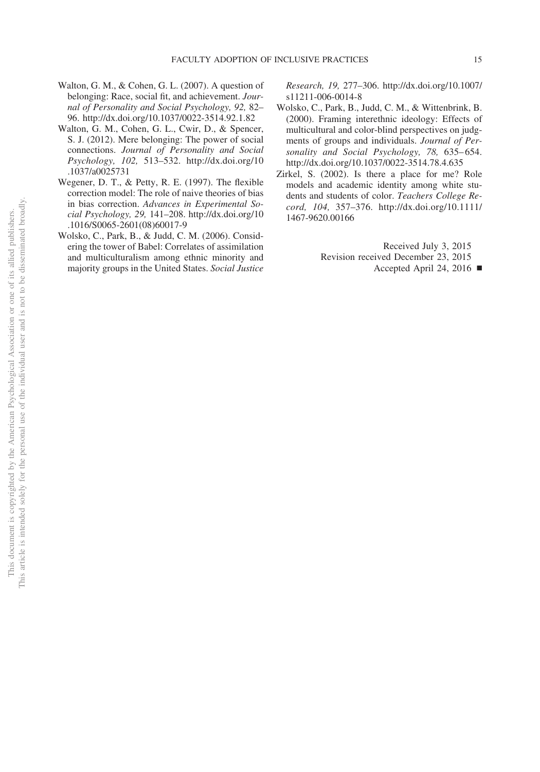Walton, G. M., & Cohen, G. L. (2007). A question of belonging: Race, social fit, and achievement. *Journal of Personality and Social Psychology, 92,* 82–96. http://dx.doi.org/10.1037/0022-3514.92.1.82

Walton, G. M., Cohen, G. L., Cwir, D., & Spencer, S. J. (2012). Mere belonging: The power of social connections. *Journal of Personality and Social Psychology, 102,* 513–532. http://dx.doi.org/10.1037/a0025731

Wegener, D. T., & Petty, R. E. (1997). The flexible correction model: The role of naive theories of bias in bias correction. *Advances in Experimental Social Psychology, 29,* 141–208. http://dx.doi.org/10.1016/S0065-2601(08)60017-9

Wolsko, C., Park, B., & Judd, C. M. (2006). Considering the tower of Babel: Correlates of assimilation and multiculturalism among ethnic minority and majority groups in the United States. *Social Justice Research, 19,* 277–306. http://dx.doi.org/10.1007/s11211-006-0014-8

Wolsko, C., Park, B., Judd, C. M., & Wittenbrink, B. (2000). Framing interethnic ideology: Effects of multicultural and color-blind perspectives on judgments of groups and individuals. *Journal of Personality and Social Psychology, 78,* 635–654. http://dx.doi.org/10.1037/0022-3514.78.4.635

Zirkel, S. (2002). Is there a place for me? Role models and academic identity among white students and students of color. *Teachers College Record, 104,* 357–376. http://dx.doi.org/10.1111/1467-9620.00166

Received July 3, 2015
Revision received December 23, 2015
Accepted April 24, 2016 ■